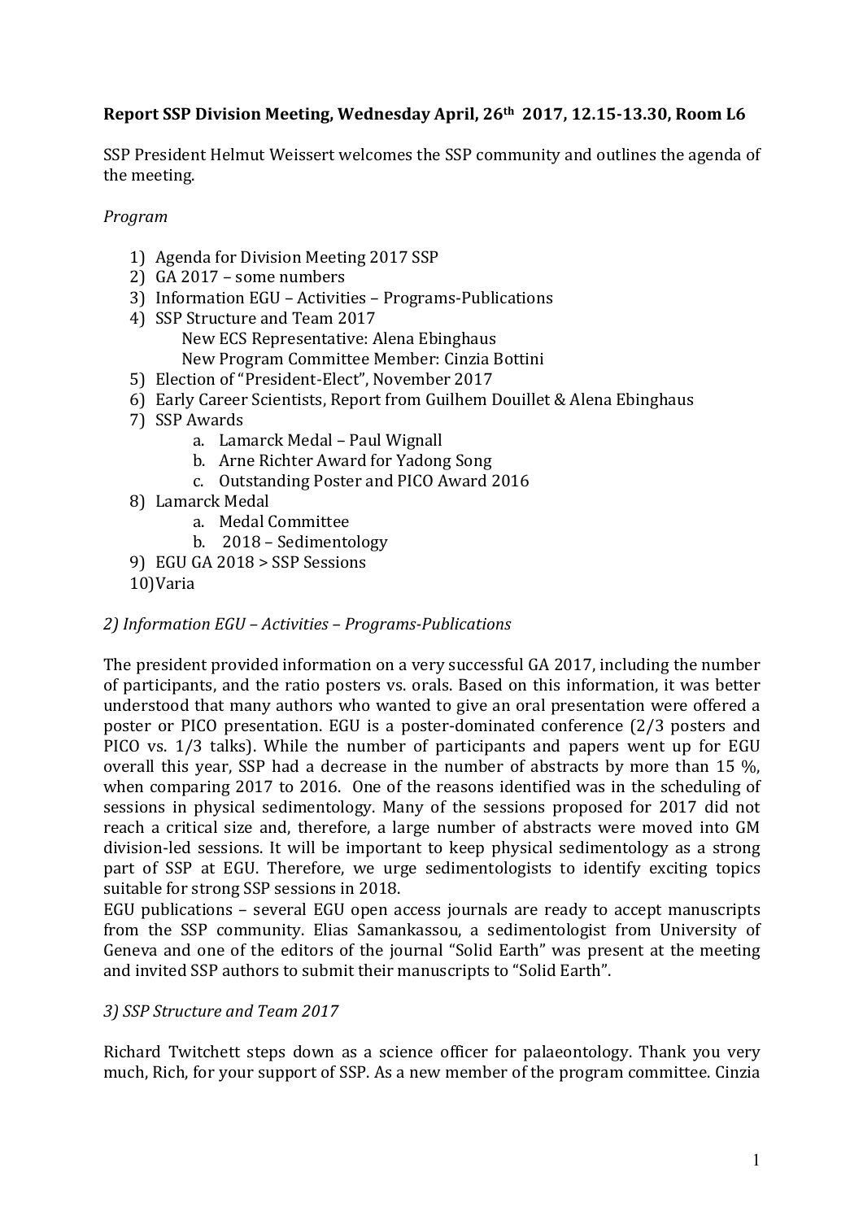**Report SSP Division Meeting, Wednesday April, 26th 2017, 12.15-13.30, Room L6**

SSP President Helmut Weissert welcomes the SSP community and outlines the agenda of the meeting.

*Program*

1) Agenda for Division Meeting 2017 SSP
2) GA 2017 – some numbers
3) Information EGU – Activities – Programs-Publications
4) SSP Structure and Team 2017
   New ECS Representative: Alena Ebinghaus
   New Program Committee Member: Cinzia Bottini
5) Election of "President-Elect", November 2017
6) Early Career Scientists, Report from Guilhem Douillet & Alena Ebinghaus
7) SSP Awards
   a. Lamarck Medal – Paul Wignall
   b. Arne Richter Award for Yadong Song
   c. Outstanding Poster and PICO Award 2016
8) Lamarck Medal
   a. Medal Committee
   b. 2018 – Sedimentology
9) EGU GA 2018 > SSP Sessions
10) Varia

*2) Information EGU – Activities – Programs-Publications*

The president provided information on a very successful GA 2017, including the number of participants, and the ratio posters vs. orals. Based on this information, it was better understood that many authors who wanted to give an oral presentation were offered a poster or PICO presentation. EGU is a poster-dominated conference (2/3 posters and PICO vs. 1/3 talks). While the number of participants and papers went up for EGU overall this year, SSP had a decrease in the number of abstracts by more than 15 %, when comparing 2017 to 2016. One of the reasons identified was in the scheduling of sessions in physical sedimentology. Many of the sessions proposed for 2017 did not reach a critical size and, therefore, a large number of abstracts were moved into GM division-led sessions. It will be important to keep physical sedimentology as a strong part of SSP at EGU. Therefore, we urge sedimentologists to identify exciting topics suitable for strong SSP sessions in 2018.

EGU publications – several EGU open access journals are ready to accept manuscripts from the SSP community. Elias Samankassou, a sedimentologist from University of Geneva and one of the editors of the journal "Solid Earth" was present at the meeting and invited SSP authors to submit their manuscripts to "Solid Earth".

*3) SSP Structure and Team 2017*

Richard Twitchett steps down as a science officer for palaeontology. Thank you very much, Rich, for your support of SSP. As a new member of the program committee. Cinzia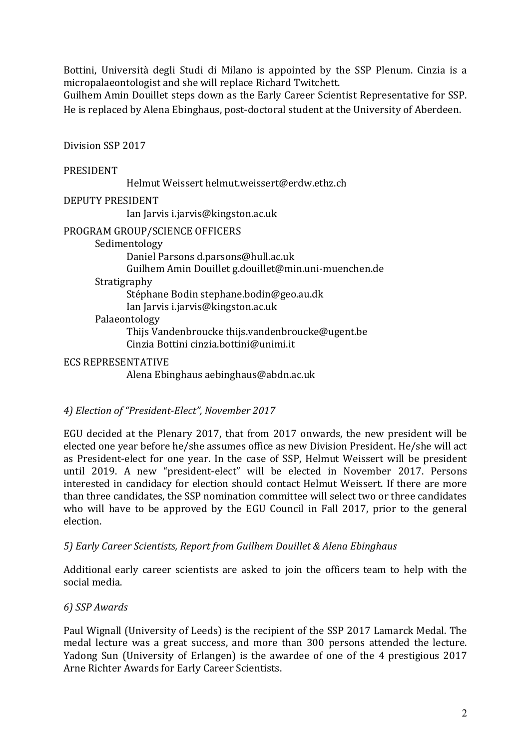Bottini, Università degli Studi di Milano is appointed by the SSP Plenum. Cinzia is a micropalaeontologist and she will replace Richard Twitchett.
Guilhem Amin Douillet steps down as the Early Career Scientist Representative for SSP. He is replaced by Alena Ebinghaus, post-doctoral student at the University of Aberdeen.

Division SSP 2017

PRESIDENT
- Helmut Weissert helmut.weissert@erdw.ethz.ch

DEPUTY PRESIDENT
- Ian Jarvis i.jarvis@kingston.ac.uk

PROGRAM GROUP/SCIENCE OFFICERS
- Sedimentology
  - Daniel Parsons d.parsons@hull.ac.uk
  - Guilhem Amin Douillet g.douillet@min.uni-muenchen.de
- Stratigraphy
  - Stéphane Bodin stephane.bodin@geo.au.dk
  - Ian Jarvis i.jarvis@kingston.ac.uk
- Palaeontology
  - Thijs Vandenbroucke thijs.vandenbroucke@ugent.be
  - Cinzia Bottini cinzia.bottini@unimi.it

ECS REPRESENTATIVE
- Alena Ebinghaus aebinghaus@abdn.ac.uk

*4) Election of "President-Elect", November 2017*

EGU decided at the Plenary 2017, that from 2017 onwards, the new president will be elected one year before he/she assumes office as new Division President. He/she will act as President-elect for one year. In the case of SSP, Helmut Weissert will be president until 2019. A new "president-elect" will be elected in November 2017. Persons interested in candidacy for election should contact Helmut Weissert. If there are more than three candidates, the SSP nomination committee will select two or three candidates who will have to be approved by the EGU Council in Fall 2017, prior to the general election.

*5) Early Career Scientists, Report from Guilhem Douillet & Alena Ebinghaus*

Additional early career scientists are asked to join the officers team to help with the social media.

*6) SSP Awards*

Paul Wignall (University of Leeds) is the recipient of the SSP 2017 Lamarck Medal. The medal lecture was a great success, and more than 300 persons attended the lecture. Yadong Sun (University of Erlangen) is the awardee of one of the 4 prestigious 2017 Arne Richter Awards for Early Career Scientists.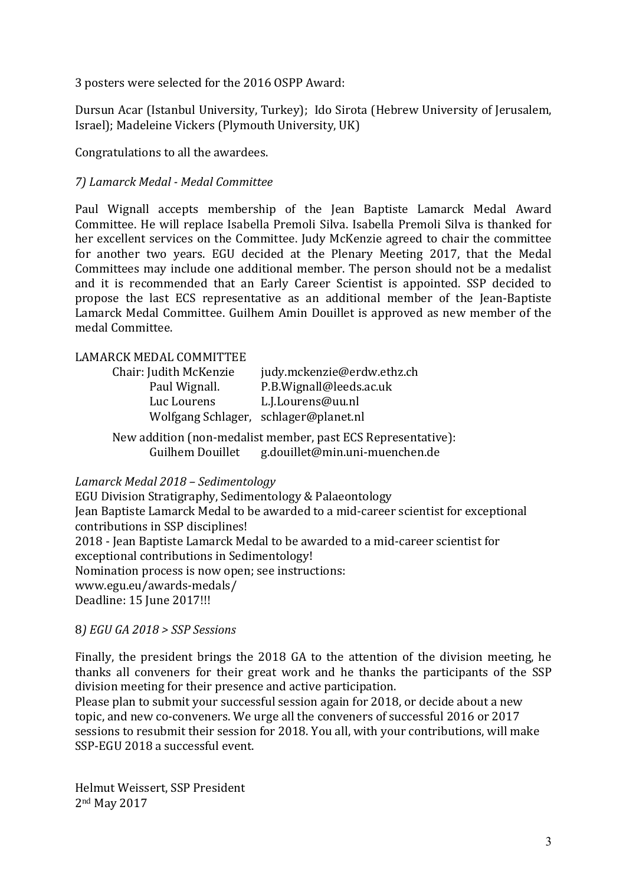3 posters were selected for the 2016 OSPP Award:

Dursun Acar (Istanbul University, Turkey); Ido Sirota (Hebrew University of Jerusalem, Israel); Madeleine Vickers (Plymouth University, UK)

Congratulations to all the awardees.

*7) Lamarck Medal - Medal Committee*

Paul Wignall accepts membership of the Jean Baptiste Lamarck Medal Award Committee. He will replace Isabella Premoli Silva. Isabella Premoli Silva is thanked for her excellent services on the Committee. Judy McKenzie agreed to chair the committee for another two years. EGU decided at the Plenary Meeting 2017, that the Medal Committees may include one additional member. The person should not be a medalist and it is recommended that an Early Career Scientist is appointed. SSP decided to propose the last ECS representative as an additional member of the Jean-Baptiste Lamarck Medal Committee. Guilhem Amin Douillet is approved as new member of the medal Committee.

LAMARCK MEDAL COMMITTEE

| | |
|---|---|
| Chair: Judith McKenzie | judy.mckenzie@erdw.ethz.ch |
| Paul Wignall. | P.B.Wignall@leeds.ac.uk |
| Luc Lourens | L.J.Lourens@uu.nl |
| Wolfgang Schlager, | schlager@planet.nl |

New addition (non-medalist member, past ECS Representative):
Guilhem Douillet g.douillet@min.uni-muenchen.de

*Lamarck Medal 2018 – Sedimentology*
EGU Division Stratigraphy, Sedimentology & Palaeontology
Jean Baptiste Lamarck Medal to be awarded to a mid-career scientist for exceptional contributions in SSP disciplines!
2018 - Jean Baptiste Lamarck Medal to be awarded to a mid-career scientist for exceptional contributions in Sedimentology!
Nomination process is now open; see instructions:
www.egu.eu/awards-medals/
Deadline: 15 June 2017!!!

8*) EGU GA 2018 > SSP Sessions*

Finally, the president brings the 2018 GA to the attention of the division meeting, he thanks all conveners for their great work and he thanks the participants of the SSP division meeting for their presence and active participation.
Please plan to submit your successful session again for 2018, or decide about a new topic, and new co-conveners. We urge all the conveners of successful 2016 or 2017 sessions to resubmit their session for 2018. You all, with your contributions, will make SSP-EGU 2018 a successful event.

Helmut Weissert, SSP President
2nd May 2017